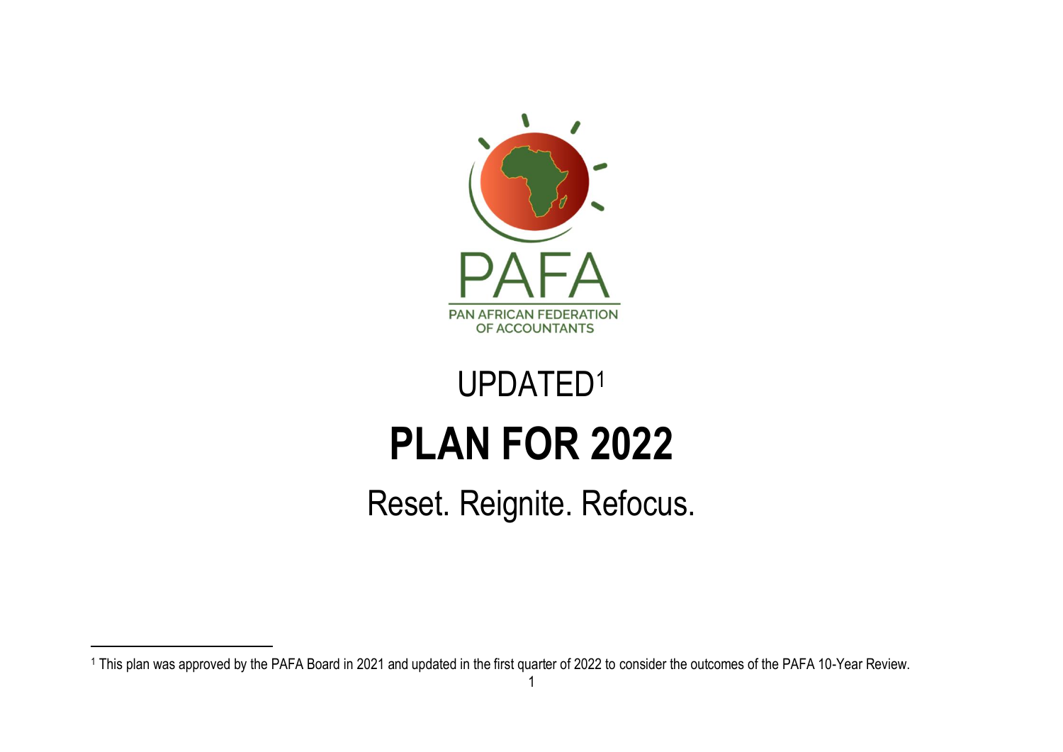PAFA

PAN AFRICAN FEDERATION OF ACCOUNTANTS

UPDATED[1]

# PLAN FOR 2022

Reset. Reignite. Refocus.

[1] This plan was approved by the PAFA Board in 2021 and updated in the first quarter of 2022 to consider the outcomes of the PAFA 10-Year Review.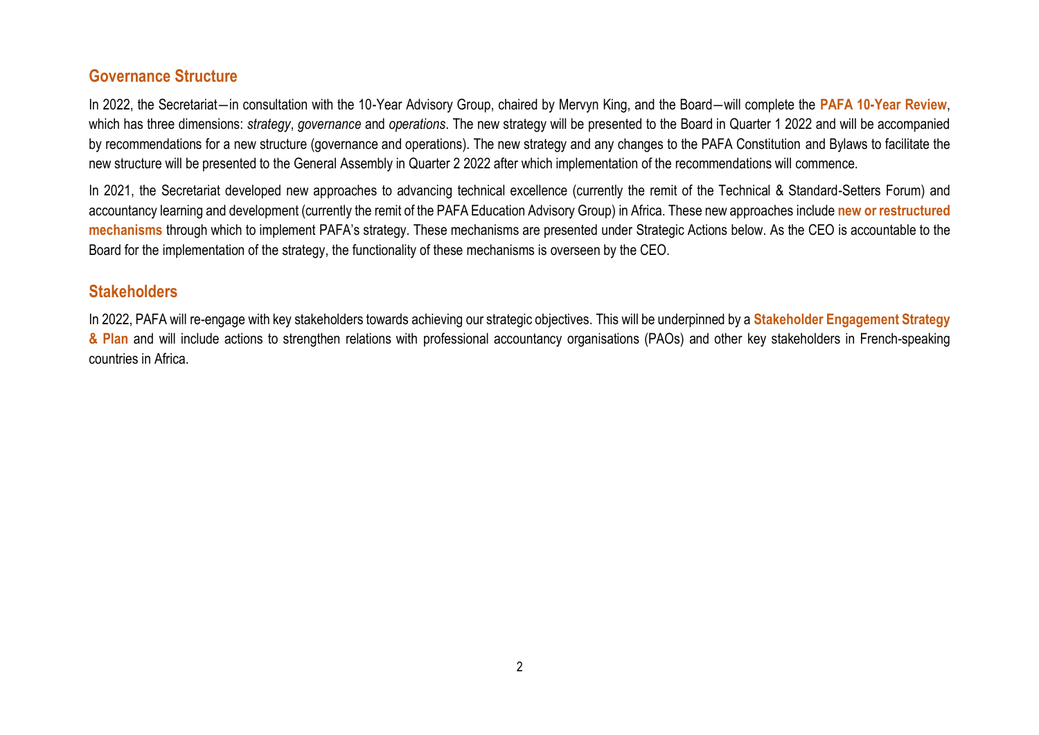## Governance Structure

In 2022, the Secretariat—in consultation with the 10-Year Advisory Group, chaired by Mervyn King, and the Board—will complete the **PAFA 10-Year Review**, which has three dimensions: *strategy*, *governance* and *operations*. The new strategy will be presented to the Board in Quarter 1 2022 and will be accompanied by recommendations for a new structure (governance and operations). The new strategy and any changes to the PAFA Constitution and Bylaws to facilitate the new structure will be presented to the General Assembly in Quarter 2 2022 after which implementation of the recommendations will commence.

In 2021, the Secretariat developed new approaches to advancing technical excellence (currently the remit of the Technical & Standard-Setters Forum) and accountancy learning and development (currently the remit of the PAFA Education Advisory Group) in Africa. These new approaches include **new or restructured mechanisms** through which to implement PAFA's strategy. These mechanisms are presented under Strategic Actions below. As the CEO is accountable to the Board for the implementation of the strategy, the functionality of these mechanisms is overseen by the CEO.

## Stakeholders

In 2022, PAFA will re-engage with key stakeholders towards achieving our strategic objectives. This will be underpinned by a **Stakeholder Engagement Strategy & Plan** and will include actions to strengthen relations with professional accountancy organisations (PAOs) and other key stakeholders in French-speaking countries in Africa.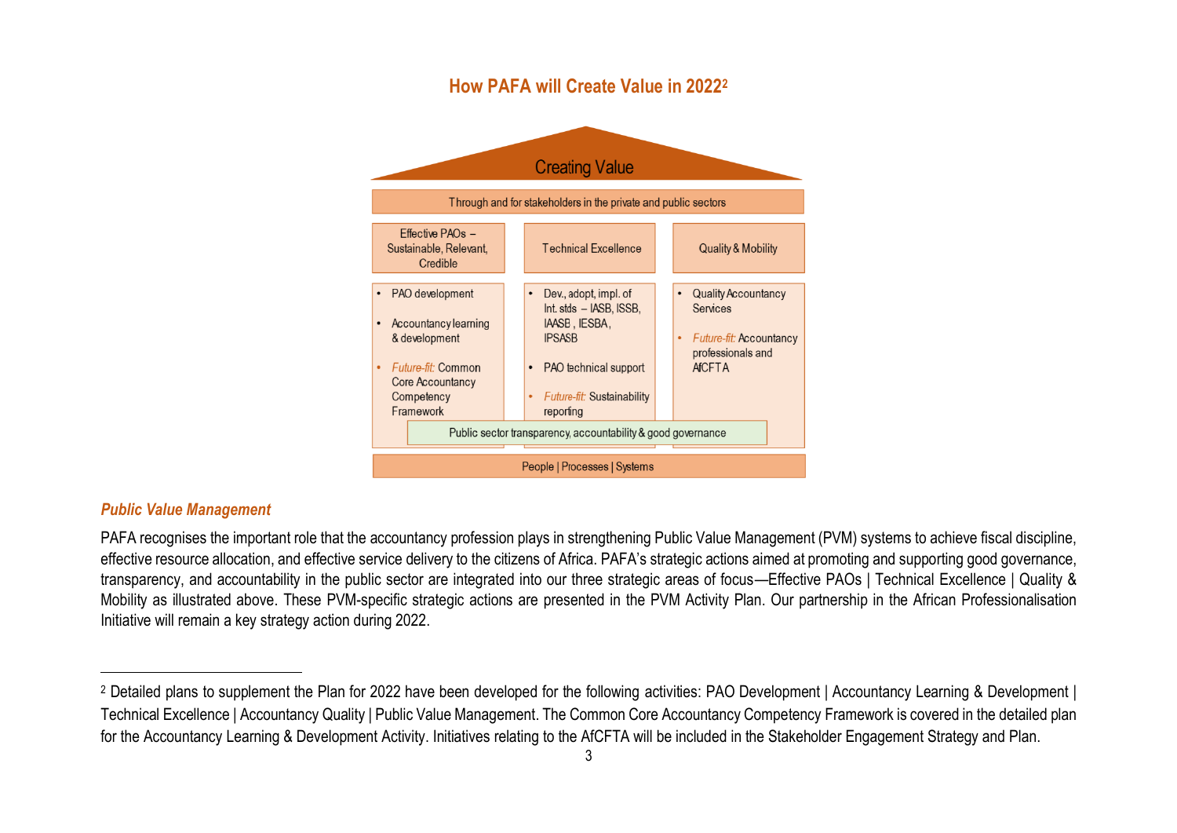## How PAFA will Create Value in 2022[2]

Creating Value

Through and for stakeholders in the private and public sectors

Effective PAOs – Sustainable, Relevant, Credible

- PAO development
- Accountancy learning & development
- *Future-fit:* Common Core Accountancy Competency Framework

Technical Excellence

- Dev., adopt, impl. of Int. stds – IASB, ISSB, IAASB , IESBA, IPSASB
- PAO technical support
- *Future-fit:* Sustainability reporting

Quality & Mobility

- Quality Accountancy Services
- *Future-fit:* Accountancy professionals and AfCFTA

Public sector transparency, accountability & good governance

People | Processes | Systems

### *Public Value Management*

PAFA recognises the important role that the accountancy profession plays in strengthening Public Value Management (PVM) systems to achieve fiscal discipline, effective resource allocation, and effective service delivery to the citizens of Africa. PAFA's strategic actions aimed at promoting and supporting good governance, transparency, and accountability in the public sector are integrated into our three strategic areas of focus—Effective PAOs | Technical Excellence | Quality & Mobility as illustrated above. These PVM-specific strategic actions are presented in the PVM Activity Plan. Our partnership in the African Professionalisation Initiative will remain a key strategy action during 2022.

---

[2] Detailed plans to supplement the Plan for 2022 have been developed for the following activities: PAO Development | Accountancy Learning & Development | Technical Excellence | Accountancy Quality | Public Value Management. The Common Core Accountancy Competency Framework is covered in the detailed plan for the Accountancy Learning & Development Activity. Initiatives relating to the AfCFTA will be included in the Stakeholder Engagement Strategy and Plan.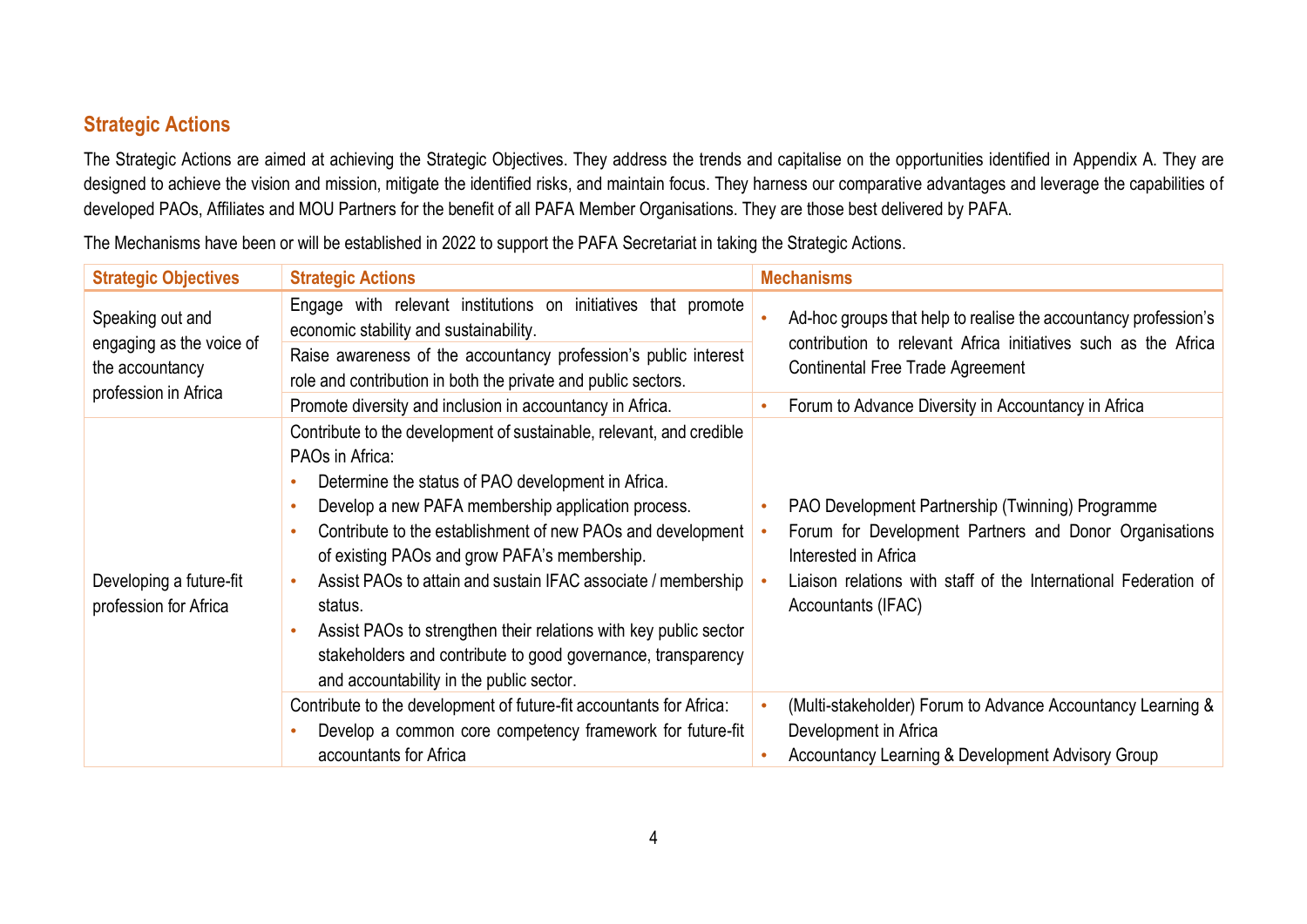## Strategic Actions

The Strategic Actions are aimed at achieving the Strategic Objectives. They address the trends and capitalise on the opportunities identified in Appendix A. They are designed to achieve the vision and mission, mitigate the identified risks, and maintain focus. They harness our comparative advantages and leverage the capabilities of developed PAOs, Affiliates and MOU Partners for the benefit of all PAFA Member Organisations. They are those best delivered by PAFA.

The Mechanisms have been or will be established in 2022 to support the PAFA Secretariat in taking the Strategic Actions.

| Strategic Objectives | Strategic Actions | Mechanisms |
|---|---|---|
| Speaking out and engaging as the voice of the accountancy profession in Africa | Engage with relevant institutions on initiatives that promote economic stability and sustainability. | • Ad-hoc groups that help to realise the accountancy profession's contribution to relevant Africa initiatives such as the Africa Continental Free Trade Agreement |
| | Raise awareness of the accountancy profession's public interest role and contribution in both the private and public sectors. | |
| | Promote diversity and inclusion in accountancy in Africa. | • Forum to Advance Diversity in Accountancy in Africa |
| Developing a future-fit profession for Africa | Contribute to the development of sustainable, relevant, and credible PAOs in Africa:<br>• Determine the status of PAO development in Africa.<br>• Develop a new PAFA membership application process.<br>• Contribute to the establishment of new PAOs and development of existing PAOs and grow PAFA's membership.<br>• Assist PAOs to attain and sustain IFAC associate / membership status.<br>• Assist PAOs to strengthen their relations with key public sector stakeholders and contribute to good governance, transparency and accountability in the public sector. | • PAO Development Partnership (Twinning) Programme<br>• Forum for Development Partners and Donor Organisations Interested in Africa<br>• Liaison relations with staff of the International Federation of Accountants (IFAC) |
| | Contribute to the development of future-fit accountants for Africa:<br>• Develop a common core competency framework for future-fit accountants for Africa | • (Multi-stakeholder) Forum to Advance Accountancy Learning & Development in Africa<br>• Accountancy Learning & Development Advisory Group |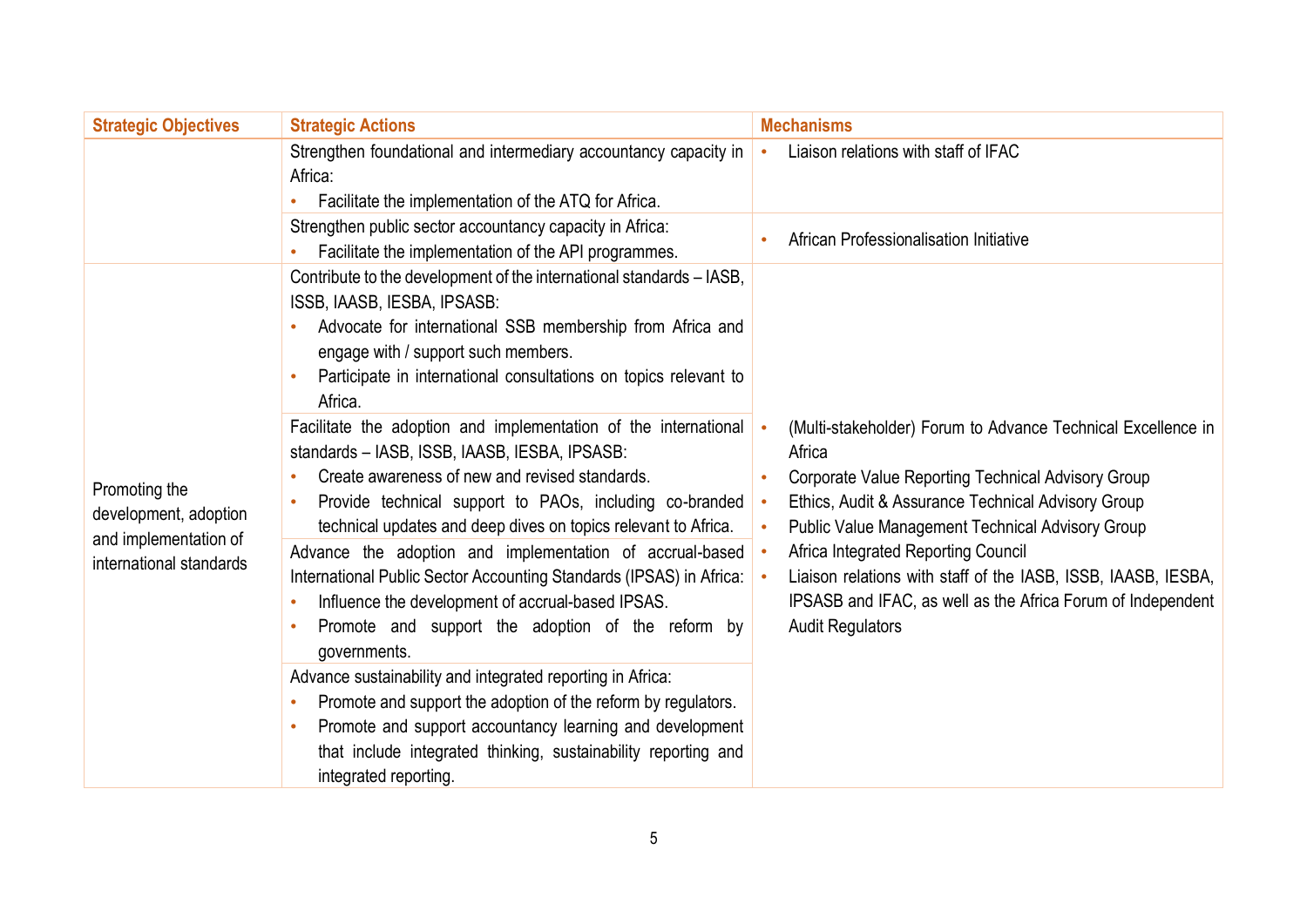| Strategic Objectives | Strategic Actions | Mechanisms |
|---|---|---|
| | Strengthen foundational and intermediary accountancy capacity in Africa:<br>• Facilitate the implementation of the ATQ for Africa. | • Liaison relations with staff of IFAC |
| | Strengthen public sector accountancy capacity in Africa:<br>• Facilitate the implementation of the API programmes. | • African Professionalisation Initiative |
| Promoting the development, adoption and implementation of international standards | Contribute to the development of the international standards – IASB, ISSB, IAASB, IESBA, IPSASB:<br>• Advocate for international SSB membership from Africa and engage with / support such members.<br>• Participate in international consultations on topics relevant to Africa. | • (Multi-stakeholder) Forum to Advance Technical Excellence in Africa<br>• Corporate Value Reporting Technical Advisory Group<br>• Ethics, Audit & Assurance Technical Advisory Group<br>• Public Value Management Technical Advisory Group<br>• Africa Integrated Reporting Council<br>• Liaison relations with staff of the IASB, ISSB, IAASB, IESBA, IPSASB and IFAC, as well as the Africa Forum of Independent Audit Regulators |
| | Facilitate the adoption and implementation of the international standards – IASB, ISSB, IAASB, IESBA, IPSASB:<br>• Create awareness of new and revised standards.<br>• Provide technical support to PAOs, including co-branded technical updates and deep dives on topics relevant to Africa. | |
| | Advance the adoption and implementation of accrual-based International Public Sector Accounting Standards (IPSAS) in Africa:<br>• Influence the development of accrual-based IPSAS.<br>• Promote and support the adoption of the reform by governments. | |
| | Advance sustainability and integrated reporting in Africa:<br>• Promote and support the adoption of the reform by regulators.<br>• Promote and support accountancy learning and development that include integrated thinking, sustainability reporting and integrated reporting. | |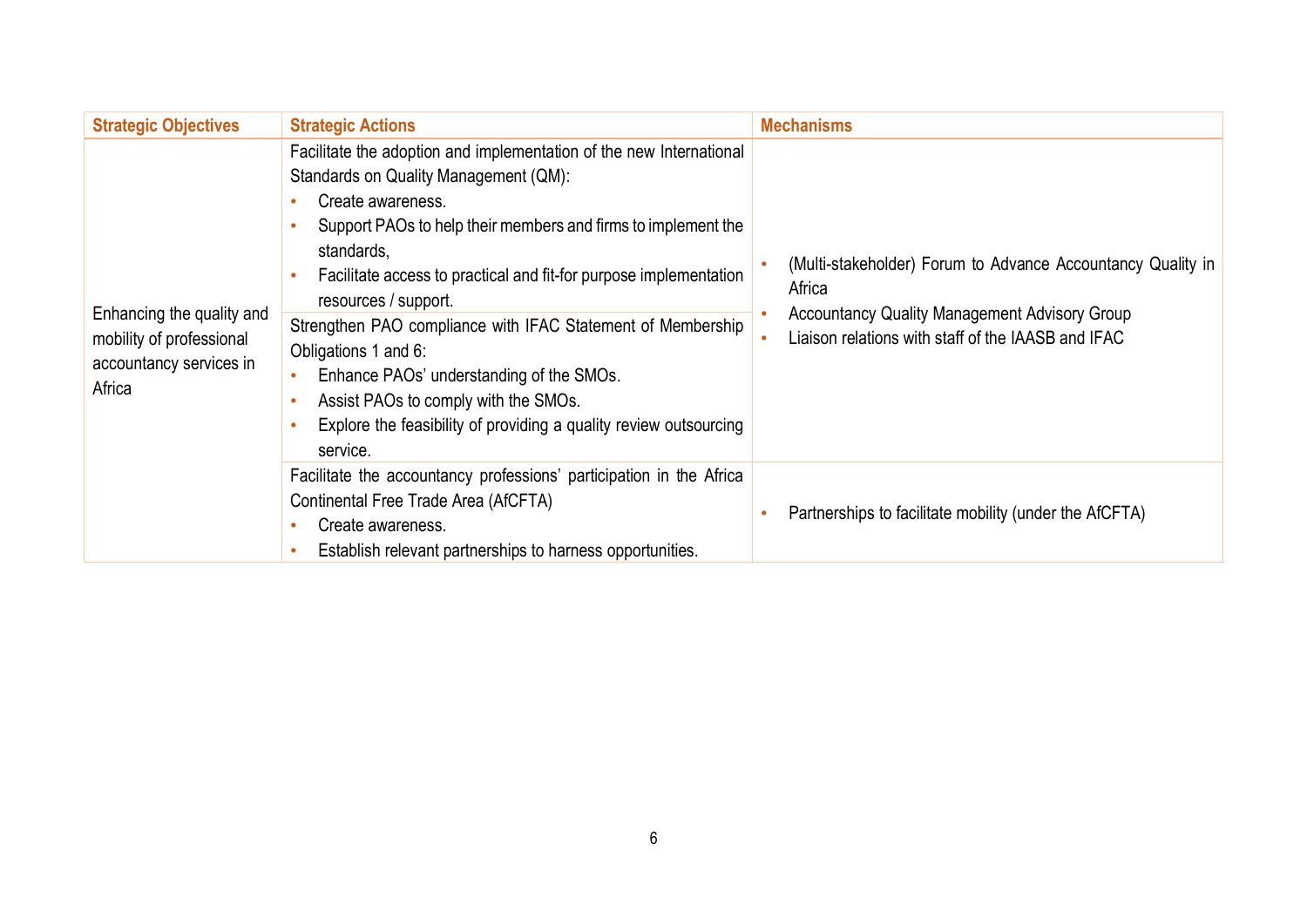| Strategic Objectives | Strategic Actions | Mechanisms |
|---|---|---|
| Enhancing the quality and mobility of professional accountancy services in Africa | Facilitate the adoption and implementation of the new International Standards on Quality Management (QM):<br>• Create awareness.<br>• Support PAOs to help their members and firms to implement the standards,<br>• Facilitate access to practical and fit-for purpose implementation resources / support. | • (Multi-stakeholder) Forum to Advance Accountancy Quality in Africa<br>• Accountancy Quality Management Advisory Group<br>• Liaison relations with staff of the IAASB and IFAC |
| | Strengthen PAO compliance with IFAC Statement of Membership Obligations 1 and 6:<br>• Enhance PAOs' understanding of the SMOs.<br>• Assist PAOs to comply with the SMOs.<br>• Explore the feasibility of providing a quality review outsourcing service. | |
| | Facilitate the accountancy professions' participation in the Africa Continental Free Trade Area (AfCFTA)<br>• Create awareness.<br>• Establish relevant partnerships to harness opportunities. | • Partnerships to facilitate mobility (under the AfCFTA) |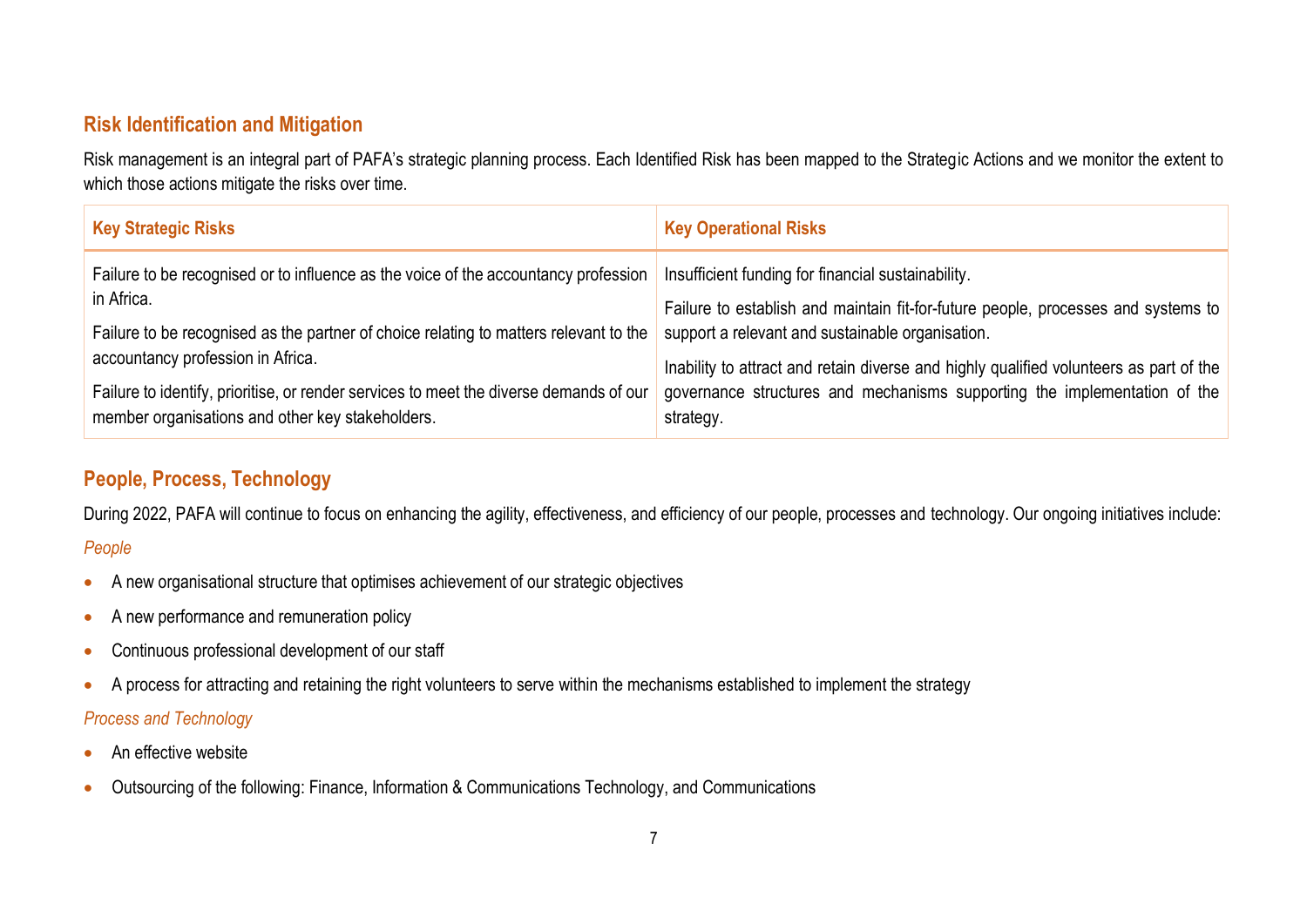## Risk Identification and Mitigation

Risk management is an integral part of PAFA's strategic planning process. Each Identified Risk has been mapped to the Strategic Actions and we monitor the extent to which those actions mitigate the risks over time.

| Key Strategic Risks | Key Operational Risks |
|---|---|
| Failure to be recognised or to influence as the voice of the accountancy profession in Africa.<br><br>Failure to be recognised as the partner of choice relating to matters relevant to the accountancy profession in Africa.<br><br>Failure to identify, prioritise, or render services to meet the diverse demands of our member organisations and other key stakeholders. | Insufficient funding for financial sustainability.<br><br>Failure to establish and maintain fit-for-future people, processes and systems to support a relevant and sustainable organisation.<br><br>Inability to attract and retain diverse and highly qualified volunteers as part of the governance structures and mechanisms supporting the implementation of the strategy. |

## People, Process, Technology

During 2022, PAFA will continue to focus on enhancing the agility, effectiveness, and efficiency of our people, processes and technology. Our ongoing initiatives include:

*People*

- A new organisational structure that optimises achievement of our strategic objectives
- A new performance and remuneration policy
- Continuous professional development of our staff
- A process for attracting and retaining the right volunteers to serve within the mechanisms established to implement the strategy

*Process and Technology*

- An effective website
- Outsourcing of the following: Finance, Information & Communications Technology, and Communications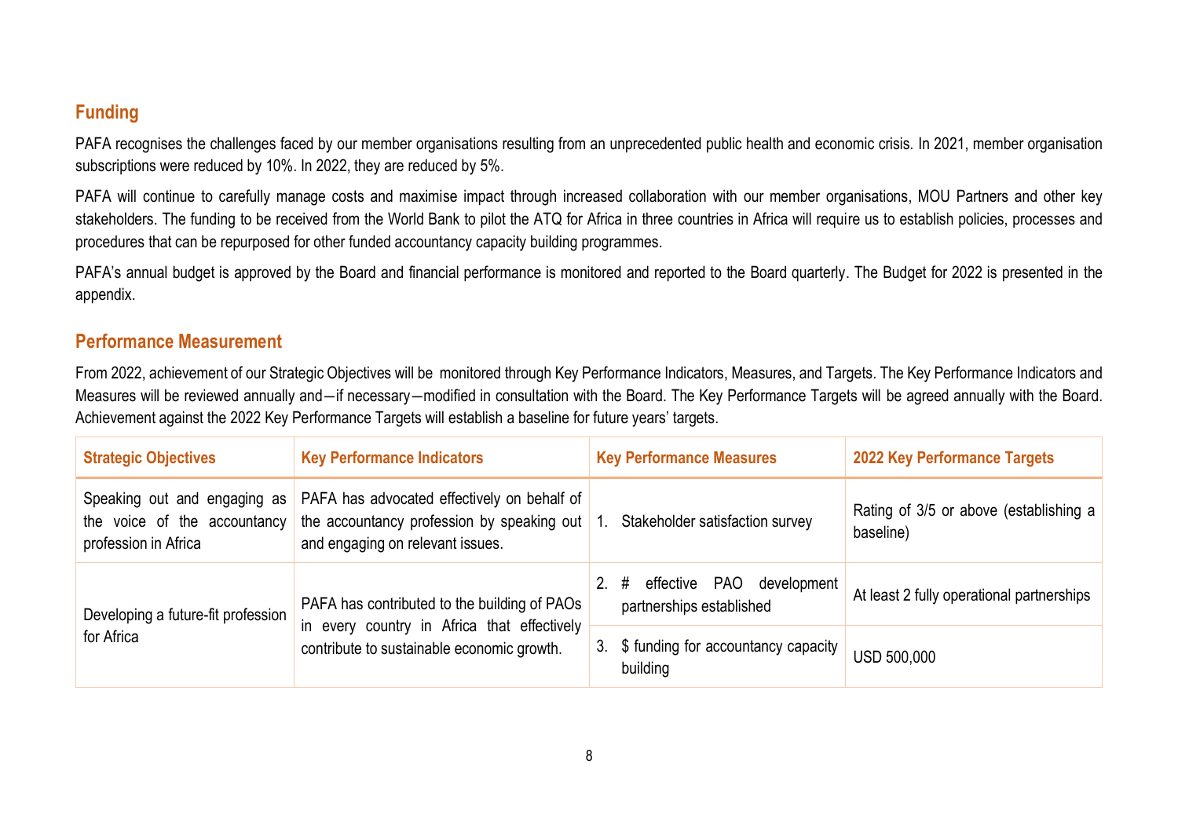## Funding

PAFA recognises the challenges faced by our member organisations resulting from an unprecedented public health and economic crisis. In 2021, member organisation subscriptions were reduced by 10%. In 2022, they are reduced by 5%.

PAFA will continue to carefully manage costs and maximise impact through increased collaboration with our member organisations, MOU Partners and other key stakeholders. The funding to be received from the World Bank to pilot the ATQ for Africa in three countries in Africa will require us to establish policies, processes and procedures that can be repurposed for other funded accountancy capacity building programmes.

PAFA's annual budget is approved by the Board and financial performance is monitored and reported to the Board quarterly. The Budget for 2022 is presented in the appendix.

## Performance Measurement

From 2022, achievement of our Strategic Objectives will be monitored through Key Performance Indicators, Measures, and Targets. The Key Performance Indicators and Measures will be reviewed annually and—if necessary—modified in consultation with the Board. The Key Performance Targets will be agreed annually with the Board. Achievement against the 2022 Key Performance Targets will establish a baseline for future years' targets.

| Strategic Objectives | Key Performance Indicators | Key Performance Measures | 2022 Key Performance Targets |
|---|---|---|---|
| Speaking out and engaging as the voice of the accountancy profession in Africa | PAFA has advocated effectively on behalf of the accountancy profession by speaking out and engaging on relevant issues. | 1. Stakeholder satisfaction survey | Rating of 3/5 or above (establishing a baseline) |
| Developing a future-fit profession for Africa | PAFA has contributed to the building of PAOs in every country in Africa that effectively contribute to sustainable economic growth. | 2. # effective PAO development partnerships established | At least 2 fully operational partnerships |
| | | 3. $ funding for accountancy capacity building | USD 500,000 |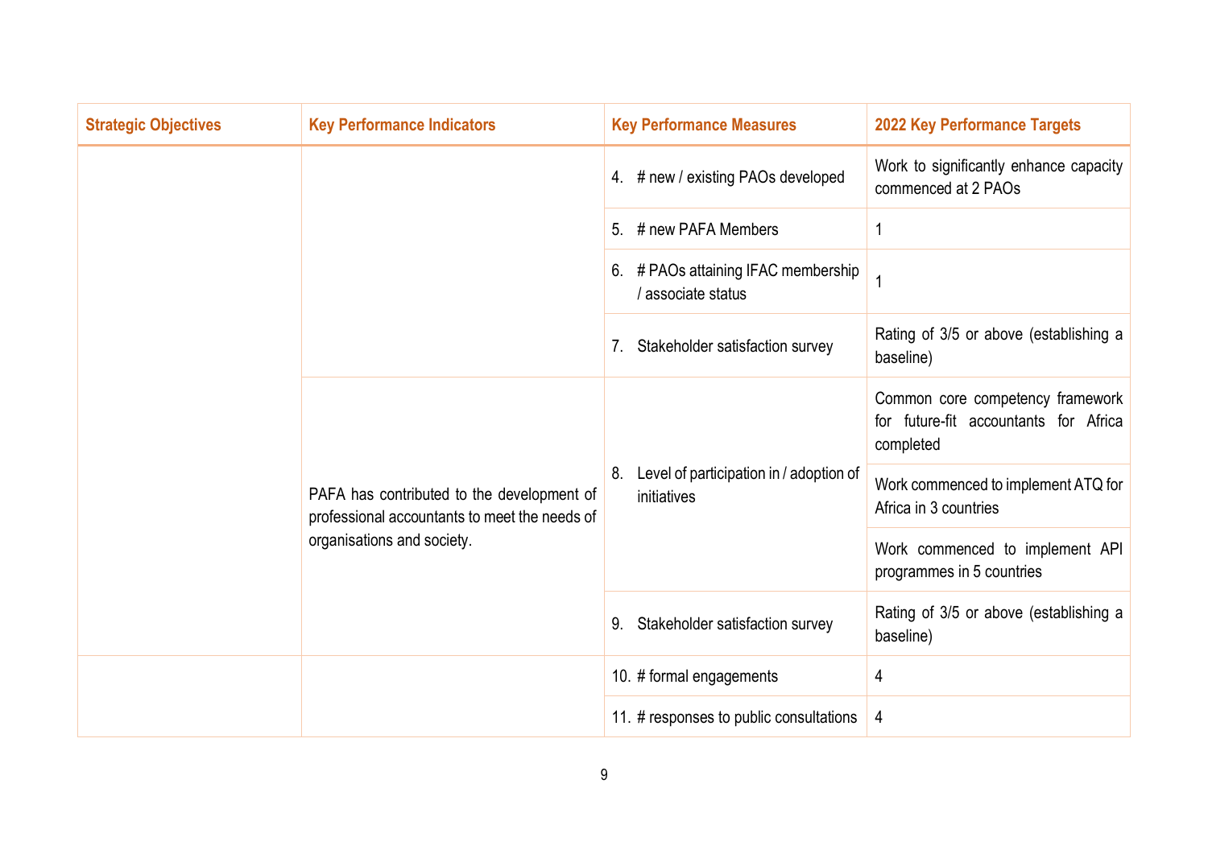| Strategic Objectives | Key Performance Indicators | Key Performance Measures | 2022 Key Performance Targets |
|---|---|---|---|
| | | 4. # new / existing PAOs developed | Work to significantly enhance capacity commenced at 2 PAOs |
| | | 5. # new PAFA Members | 1 |
| | | 6. # PAOs attaining IFAC membership / associate status | 1 |
| | | 7. Stakeholder satisfaction survey | Rating of 3/5 or above (establishing a baseline) |
| | PAFA has contributed to the development of professional accountants to meet the needs of organisations and society. | 8. Level of participation in / adoption of initiatives | Common core competency framework for future-fit accountants for Africa completed |
| | | | Work commenced to implement ATQ for Africa in 3 countries |
| | | | Work commenced to implement API programmes in 5 countries |
| | | 9. Stakeholder satisfaction survey | Rating of 3/5 or above (establishing a baseline) |
| | | 10. # formal engagements | 4 |
| | | 11. # responses to public consultations | 4 |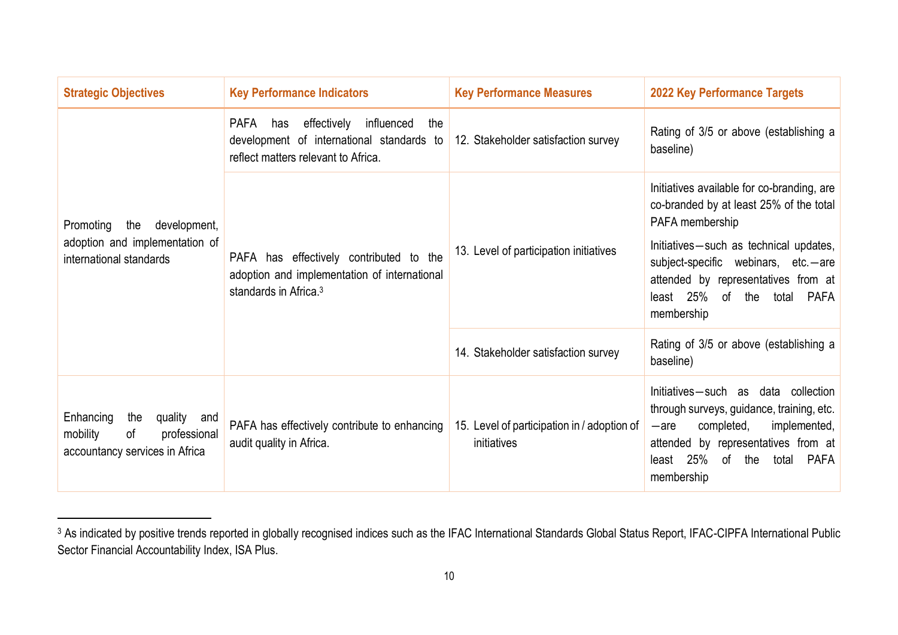| Strategic Objectives | Key Performance Indicators | Key Performance Measures | 2022 Key Performance Targets |
|---|---|---|---|
| Promoting the development, adoption and implementation of international standards | PAFA has effectively influenced the development of international standards to reflect matters relevant to Africa. | 12. Stakeholder satisfaction survey | Rating of 3/5 or above (establishing a baseline) |
| | PAFA has effectively contributed to the adoption and implementation of international standards in Africa.[3] | 13. Level of participation initiatives | Initiatives available for co-branding, are co-branded by at least 25% of the total PAFA membership<br><br>Initiatives—such as technical updates, subject-specific webinars, etc.—are attended by representatives from at least 25% of the total PAFA membership |
| | | 14. Stakeholder satisfaction survey | Rating of 3/5 or above (establishing a baseline) |
| Enhancing the quality and mobility of professional accountancy services in Africa | PAFA has effectively contribute to enhancing audit quality in Africa. | 15. Level of participation in / adoption of initiatives | Initiatives—such as data collection through surveys, guidance, training, etc. —are completed, implemented, attended by representatives from at least 25% of the total PAFA membership |

[3] As indicated by positive trends reported in globally recognised indices such as the IFAC International Standards Global Status Report, IFAC-CIPFA International Public Sector Financial Accountability Index, ISA Plus.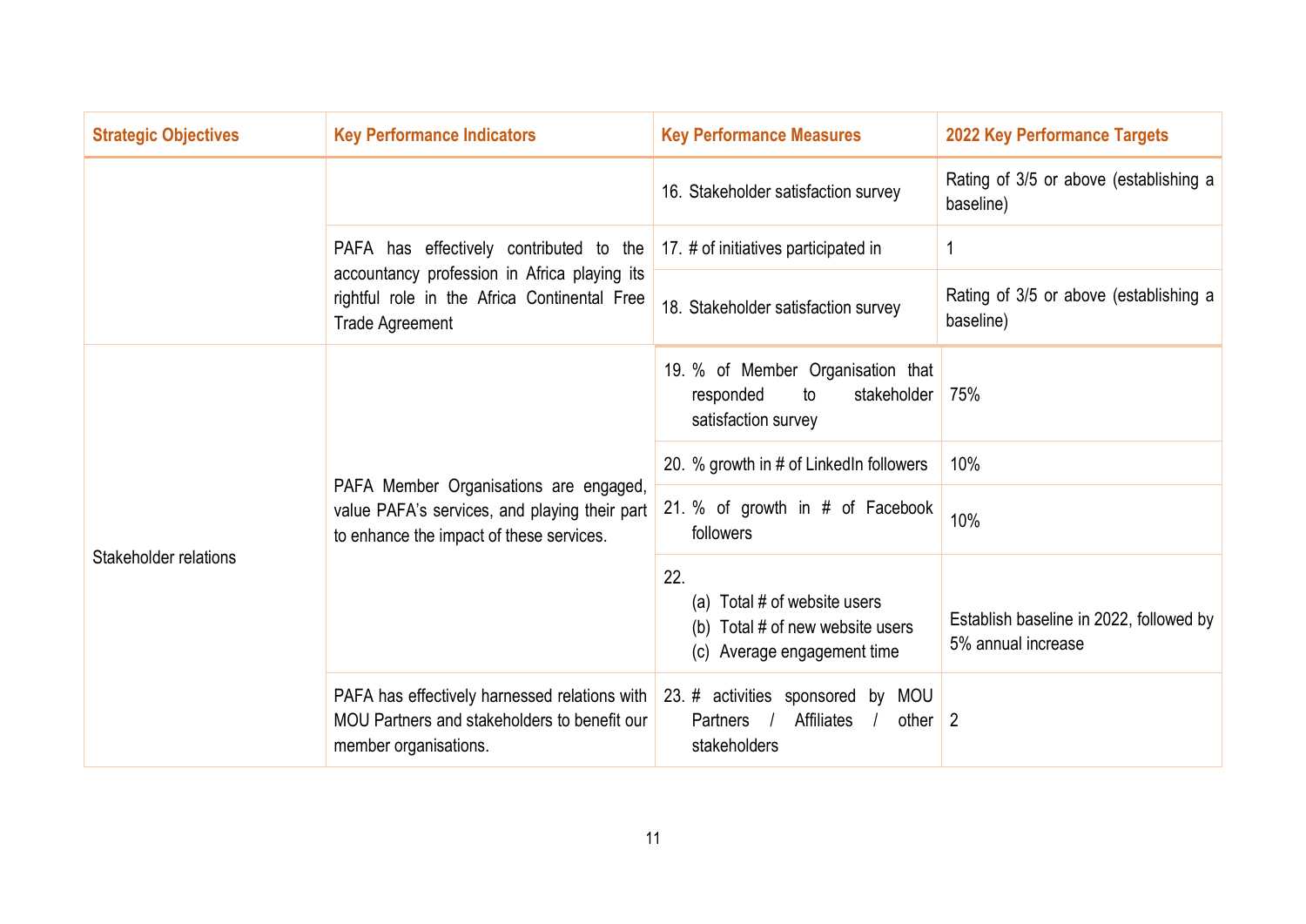| Strategic Objectives | Key Performance Indicators | Key Performance Measures | 2022 Key Performance Targets |
|---|---|---|---|
| | | 16. Stakeholder satisfaction survey | Rating of 3/5 or above (establishing a baseline) |
| | PAFA has effectively contributed to the accountancy profession in Africa playing its rightful role in the Africa Continental Free Trade Agreement | 17. # of initiatives participated in | 1 |
| | | 18. Stakeholder satisfaction survey | Rating of 3/5 or above (establishing a baseline) |
| Stakeholder relations | PAFA Member Organisations are engaged, value PAFA's services, and playing their part to enhance the impact of these services. | 19. % of Member Organisation that responded to stakeholder satisfaction survey | 75% |
| | | 20. % growth in # of LinkedIn followers | 10% |
| | | 21. % of growth in # of Facebook followers | 10% |
| | | 22. (a) Total # of website users (b) Total # of new website users (c) Average engagement time | Establish baseline in 2022, followed by 5% annual increase |
| | PAFA has effectively harnessed relations with MOU Partners and stakeholders to benefit our member organisations. | 23. # activities sponsored by MOU Partners / Affiliates / other stakeholders | 2 |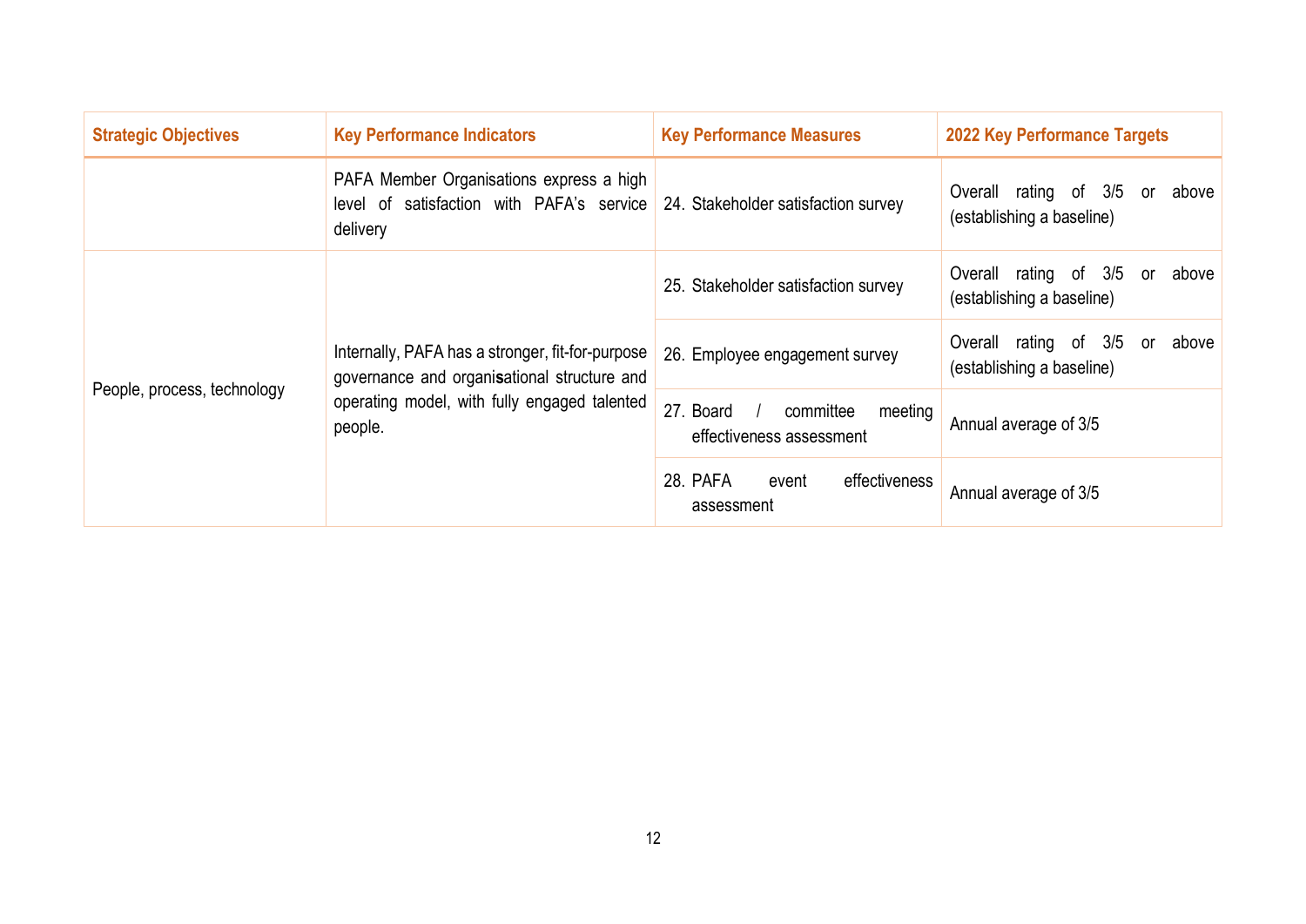| Strategic Objectives | Key Performance Indicators | Key Performance Measures | 2022 Key Performance Targets |
|---|---|---|---|
| | PAFA Member Organisations express a high level of satisfaction with PAFA's service delivery | 24. Stakeholder satisfaction survey | Overall rating of 3/5 or above (establishing a baseline) |
| People, process, technology | Internally, PAFA has a stronger, fit-for-purpose governance and organisational structure and operating model, with fully engaged talented people. | 25. Stakeholder satisfaction survey | Overall rating of 3/5 or above (establishing a baseline) |
| | | 26. Employee engagement survey | Overall rating of 3/5 or above (establishing a baseline) |
| | | 27. Board / committee meeting effectiveness assessment | Annual average of 3/5 |
| | | 28. PAFA event effectiveness assessment | Annual average of 3/5 |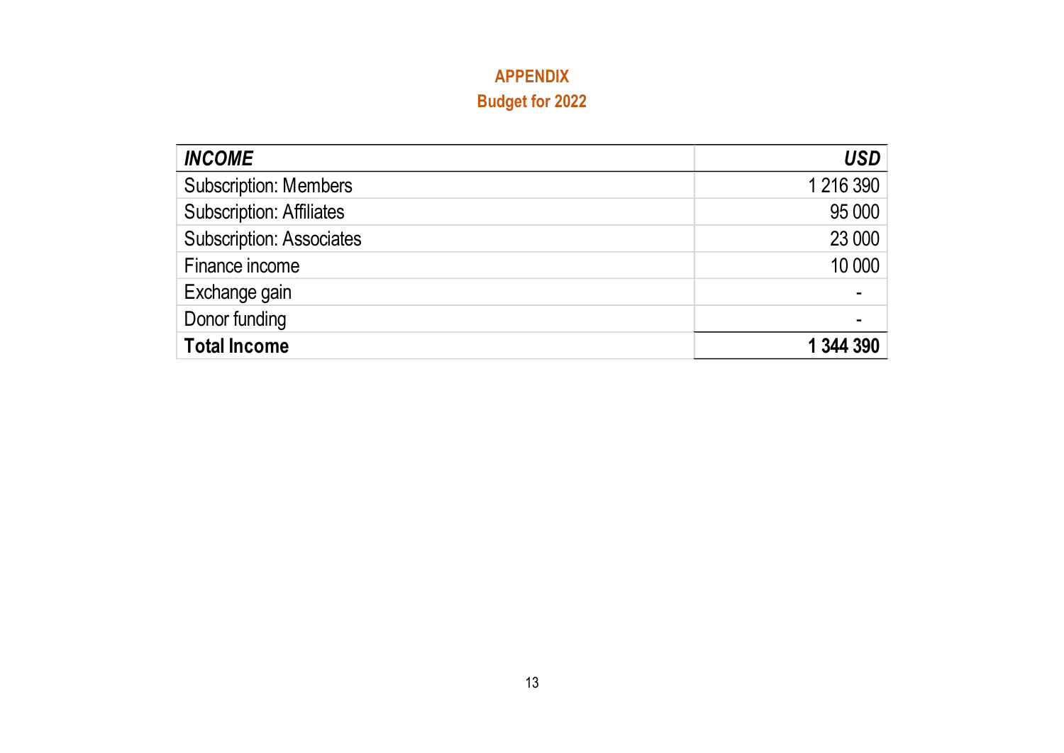# APPENDIX

## Budget for 2022

| ***INCOME*** | ***USD*** |
|---|---|
| Subscription: Members | 1 216 390 |
| Subscription: Affiliates | 95 000 |
| Subscription: Associates | 23 000 |
| Finance income | 10 000 |
| Exchange gain | - |
| Donor funding | - |
| **Total Income** | **1 344 390** |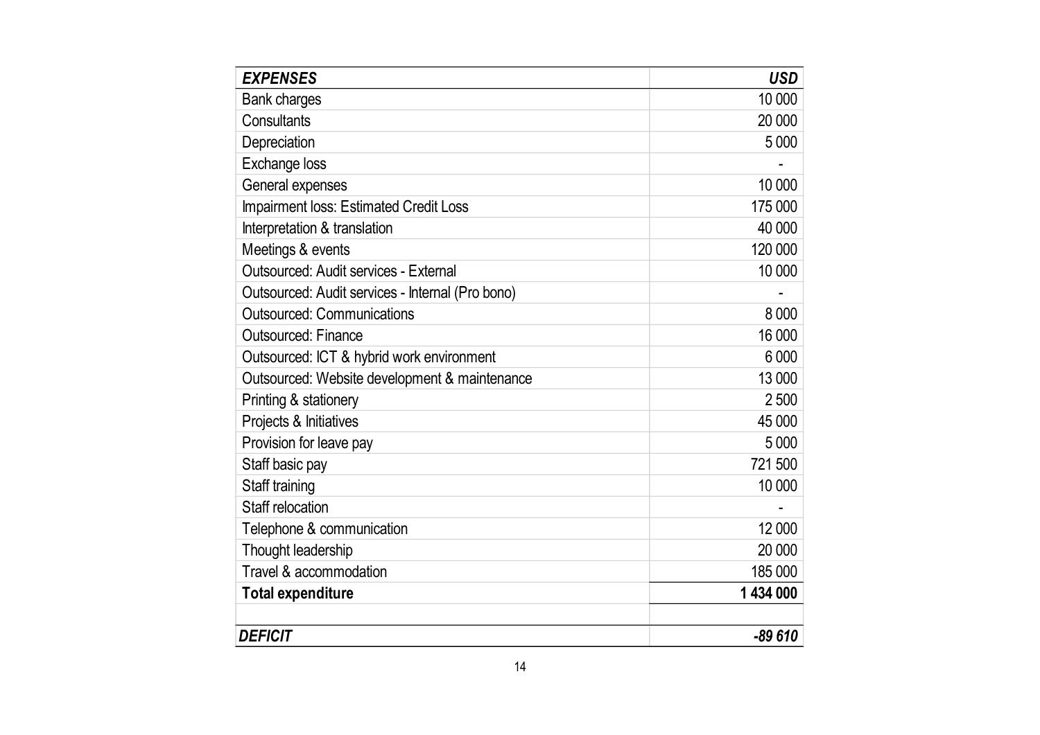| *EXPENSES* | *USD* |
|---|---|
| Bank charges | 10 000 |
| Consultants | 20 000 |
| Depreciation | 5 000 |
| Exchange loss | - |
| General expenses | 10 000 |
| Impairment loss: Estimated Credit Loss | 175 000 |
| Interpretation & translation | 40 000 |
| Meetings & events | 120 000 |
| Outsourced: Audit services - External | 10 000 |
| Outsourced: Audit services - Internal (Pro bono) | - |
| Outsourced: Communications | 8 000 |
| Outsourced: Finance | 16 000 |
| Outsourced: ICT & hybrid work environment | 6 000 |
| Outsourced: Website development & maintenance | 13 000 |
| Printing & stationery | 2 500 |
| Projects & Initiatives | 45 000 |
| Provision for leave pay | 5 000 |
| Staff basic pay | 721 500 |
| Staff training | 10 000 |
| Staff relocation | - |
| Telephone & communication | 12 000 |
| Thought leadership | 20 000 |
| Travel & accommodation | 185 000 |
| **Total expenditure** | **1 434 000** |
| | |
| ***DEFICIT*** | ***-89 610*** |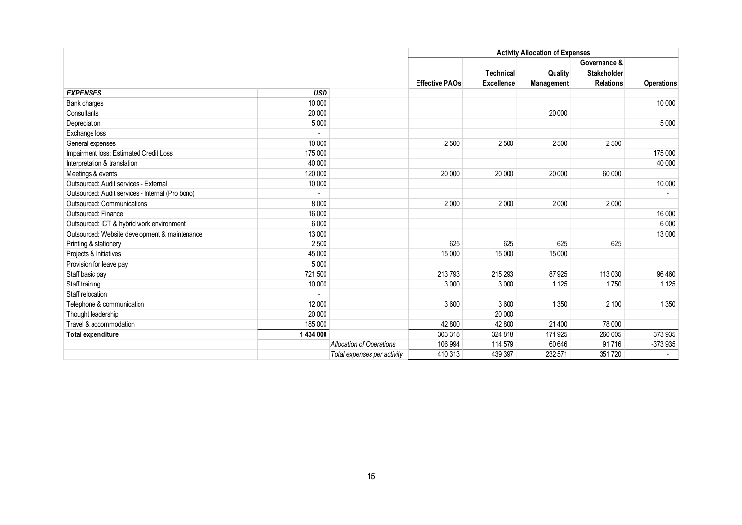| | | | Activity Allocation of Expenses | | | | |
|---|---|---|---|---|---|---|---|
| | | | Effective PAOs | Technical Excellence | Quality Management | Governance & Stakeholder Relations | Operations |
| ***EXPENSES*** | ***USD*** | | | | | | |
| Bank charges | 10 000 | | | | | | 10 000 |
| Consultants | 20 000 | | | | 20 000 | | |
| Depreciation | 5 000 | | | | | | 5 000 |
| Exchange loss | - | | | | | | |
| General expenses | 10 000 | | 2 500 | 2 500 | 2 500 | 2 500 | |
| Impairment loss: Estimated Credit Loss | 175 000 | | | | | | 175 000 |
| Interpretation & translation | 40 000 | | | | | | 40 000 |
| Meetings & events | 120 000 | | 20 000 | 20 000 | 20 000 | 60 000 | |
| Outsourced: Audit services - External | 10 000 | | | | | | 10 000 |
| Outsourced: Audit services - Internal (Pro bono) | - | | | | | | - |
| Outsourced: Communications | 8 000 | | 2 000 | 2 000 | 2 000 | 2 000 | |
| Outsourced: Finance | 16 000 | | | | | | 16 000 |
| Outsourced: ICT & hybrid work environment | 6 000 | | | | | | 6 000 |
| Outsourced: Website development & maintenance | 13 000 | | | | | | 13 000 |
| Printing & stationery | 2 500 | | 625 | 625 | 625 | 625 | |
| Projects & Initiatives | 45 000 | | 15 000 | 15 000 | 15 000 | | |
| Provision for leave pay | 5 000 | | | | | | |
| Staff basic pay | 721 500 | | 213 793 | 215 293 | 87 925 | 113 030 | 96 460 |
| Staff training | 10 000 | | 3 000 | 3 000 | 1 125 | 1 750 | 1 125 |
| Staff relocation | - | | | | | | |
| Telephone & communication | 12 000 | | 3 600 | 3 600 | 1 350 | 2 100 | 1 350 |
| Thought leadership | 20 000 | | | 20 000 | | | |
| Travel & accommodation | 185 000 | | 42 800 | 42 800 | 21 400 | 78 000 | |
| **Total expenditure** | **1 434 000** | | 303 318 | 324 818 | 171 925 | 260 005 | 373 935 |
| | | *Allocation of Operations* | 106 994 | 114 579 | 60 646 | 91 716 | -373 935 |
| | | *Total expenses per activity* | 410 313 | 439 397 | 232 571 | 351 720 | - |